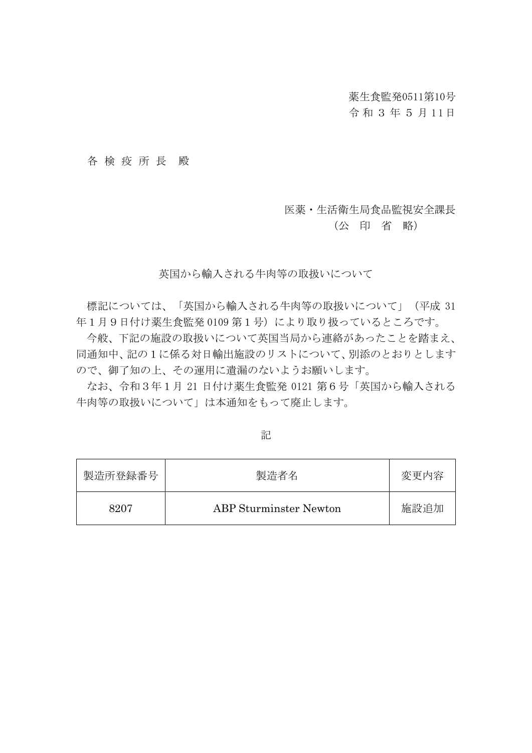薬生食監発0511第10号
令和３年５月11日

各検疫所長　殿

医薬・生活衛生局食品監視安全課長
（公　印　省　略）

英国から輸入される牛肉等の取扱いについて

標記については、「英国から輸入される牛肉等の取扱いについて」（平成 31 年１月９日付け薬生食監発 0109 第１号）により取り扱っているところです。

今般、下記の施設の取扱いについて英国当局から連絡があったことを踏まえ、同通知中、記の１に係る対日輸出施設のリストについて、別添のとおりとしますので、御了知の上、その運用に遺漏のないようお願いします。

なお、令和３年１月 21 日付け薬生食監発 0121 第６号「英国から輸入される牛肉等の取扱いについて」は本通知をもって廃止します。

記

| 製造所登録番号 | 製造者名 | 変更内容 |
|---|---|---|
| 8207 | ABP Sturminster Newton | 施設追加 |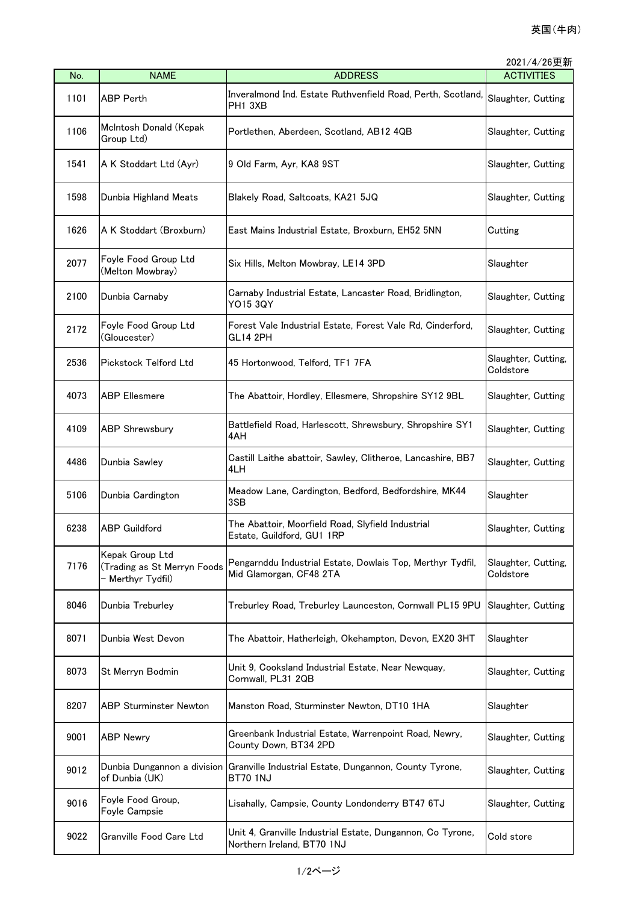英国（牛肉）

2021/4/26更新

| No. | NAME | ADDRESS | ACTIVITIES |
|---|---|---|---|
| 1101 | ABP Perth | Inveralmond Ind. Estate Ruthvenfield Road, Perth, Scotland, PH1 3XB | Slaughter, Cutting |
| 1106 | McIntosh Donald (Kepak Group Ltd) | Portlethen, Aberdeen, Scotland, AB12 4QB | Slaughter, Cutting |
| 1541 | A K Stoddart Ltd (Ayr) | 9 Old Farm, Ayr, KA8 9ST | Slaughter, Cutting |
| 1598 | Dunbia Highland Meats | Blakely Road, Saltcoats, KA21 5JQ | Slaughter, Cutting |
| 1626 | A K Stoddart (Broxburn) | East Mains Industrial Estate, Broxburn, EH52 5NN | Cutting |
| 2077 | Foyle Food Group Ltd (Melton Mowbray) | Six Hills, Melton Mowbray, LE14 3PD | Slaughter |
| 2100 | Dunbia Carnaby | Carnaby Industrial Estate, Lancaster Road, Bridlington, YO15 3QY | Slaughter, Cutting |
| 2172 | Foyle Food Group Ltd (Gloucester) | Forest Vale Industrial Estate, Forest Vale Rd, Cinderford, GL14 2PH | Slaughter, Cutting |
| 2536 | Pickstock Telford Ltd | 45 Hortonwood, Telford, TF1 7FA | Slaughter, Cutting, Coldstore |
| 4073 | ABP Ellesmere | The Abattoir, Hordley, Ellesmere, Shropshire SY12 9BL | Slaughter, Cutting |
| 4109 | ABP Shrewsbury | Battlefield Road, Harlescott, Shrewsbury, Shropshire SY1 4AH | Slaughter, Cutting |
| 4486 | Dunbia Sawley | Castill Laithe abattoir, Sawley, Clitheroe, Lancashire, BB7 4LH | Slaughter, Cutting |
| 5106 | Dunbia Cardington | Meadow Lane, Cardington, Bedford, Bedfordshire, MK44 3SB | Slaughter |
| 6238 | ABP Guildford | The Abattoir, Moorfield Road, Slyfield Industrial Estate, Guildford, GU1 1RP | Slaughter, Cutting |
| 7176 | Kepak Group Ltd (Trading as St Merryn Foods - Merthyr Tydfil) | Pengarnddu Industrial Estate, Dowlais Top, Merthyr Tydfil, Mid Glamorgan, CF48 2TA | Slaughter, Cutting, Coldstore |
| 8046 | Dunbia Treburley | Treburley Road, Treburley Launceston, Cornwall PL15 9PU | Slaughter, Cutting |
| 8071 | Dunbia West Devon | The Abattoir, Hatherleigh, Okehampton, Devon, EX20 3HT | Slaughter |
| 8073 | St Merryn Bodmin | Unit 9, Cooksland Industrial Estate, Near Newquay, Cornwall, PL31 2QB | Slaughter, Cutting |
| 8207 | ABP Sturminster Newton | Manston Road, Sturminster Newton, DT10 1HA | Slaughter |
| 9001 | ABP Newry | Greenbank Industrial Estate, Warrenpoint Road, Newry, County Down, BT34 2PD | Slaughter, Cutting |
| 9012 | Dunbia Dungannon a division of Dunbia (UK) | Granville Industrial Estate, Dungannon, County Tyrone, BT70 1NJ | Slaughter, Cutting |
| 9016 | Foyle Food Group, Foyle Campsie | Lisahally, Campsie, County Londonderry BT47 6TJ | Slaughter, Cutting |
| 9022 | Granville Food Care Ltd | Unit 4, Granville Industrial Estate, Dungannon, Co Tyrone, Northern Ireland, BT70 1NJ | Cold store |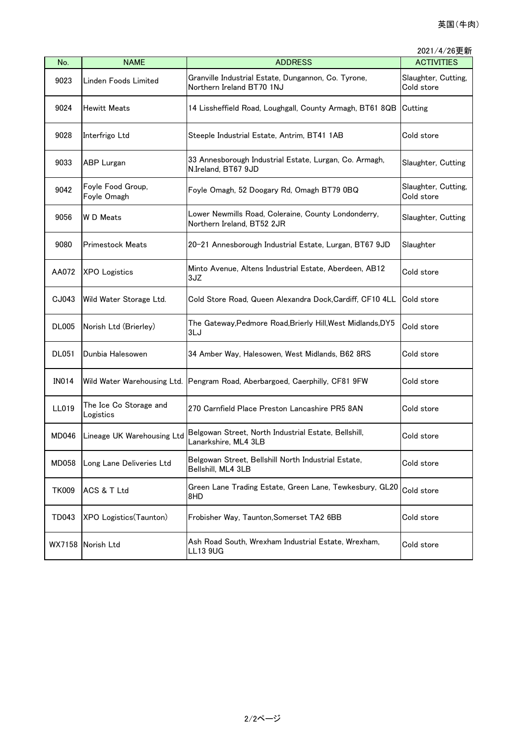英国（牛肉）

2021/4/26更新

| No. | NAME | ADDRESS | ACTIVITIES |
| --- | --- | --- | --- |
| 9023 | Linden Foods Limited | Granville Industrial Estate, Dungannon, Co. Tyrone, Northern Ireland BT70 1NJ | Slaughter, Cutting, Cold store |
| 9024 | Hewitt Meats | 14 Lissheffield Road, Loughgall, County Armagh, BT61 8QB | Cutting |
| 9028 | Interfrigo Ltd | Steeple Industrial Estate, Antrim, BT41 1AB | Cold store |
| 9033 | ABP Lurgan | 33 Annesborough Industrial Estate, Lurgan, Co. Armagh, N.Ireland, BT67 9JD | Slaughter, Cutting |
| 9042 | Foyle Food Group, Foyle Omagh | Foyle Omagh, 52 Doogary Rd, Omagh BT79 0BQ | Slaughter, Cutting, Cold store |
| 9056 | W D Meats | Lower Newmills Road, Coleraine, County Londonderry, Northern Ireland, BT52 2JR | Slaughter, Cutting |
| 9080 | Primestock Meats | 20-21 Annesborough Industrial Estate, Lurgan, BT67 9JD | Slaughter |
| AA072 | XPO Logistics | Minto Avenue, Altens Industrial Estate, Aberdeen, AB12 3JZ | Cold store |
| CJ043 | Wild Water Storage Ltd. | Cold Store Road, Queen Alexandra Dock,Cardiff, CF10 4LL | Cold store |
| DL005 | Norish Ltd (Brierley) | The Gateway,Pedmore Road,Brierly Hill,West Midlands,DY5 3LJ | Cold store |
| DL051 | Dunbia Halesowen | 34 Amber Way, Halesowen, West Midlands, B62 8RS | Cold store |
| IN014 | Wild Water Warehousing Ltd. | Pengram Road, Aberbargoed, Caerphilly, CF81 9FW | Cold store |
| LL019 | The Ice Co Storage and Logistics | 270 Carnfield Place Preston Lancashire PR5 8AN | Cold store |
| MD046 | Lineage UK Warehousing Ltd | Belgowan Street, North Industrial Estate, Bellshill, Lanarkshire, ML4 3LB | Cold store |
| MD058 | Long Lane Deliveries Ltd | Belgowan Street, Bellshill North Industrial Estate, Bellshill, ML4 3LB | Cold store |
| TK009 | ACS & T Ltd | Green Lane Trading Estate, Green Lane, Tewkesbury, GL20 8HD | Cold store |
| TD043 | XPO Logistics(Taunton) | Frobisher Way, Taunton,Somerset TA2 6BB | Cold store |
| WX7158 | Norish Ltd | Ash Road South, Wrexham Industrial Estate, Wrexham, LL13 9UG | Cold store |